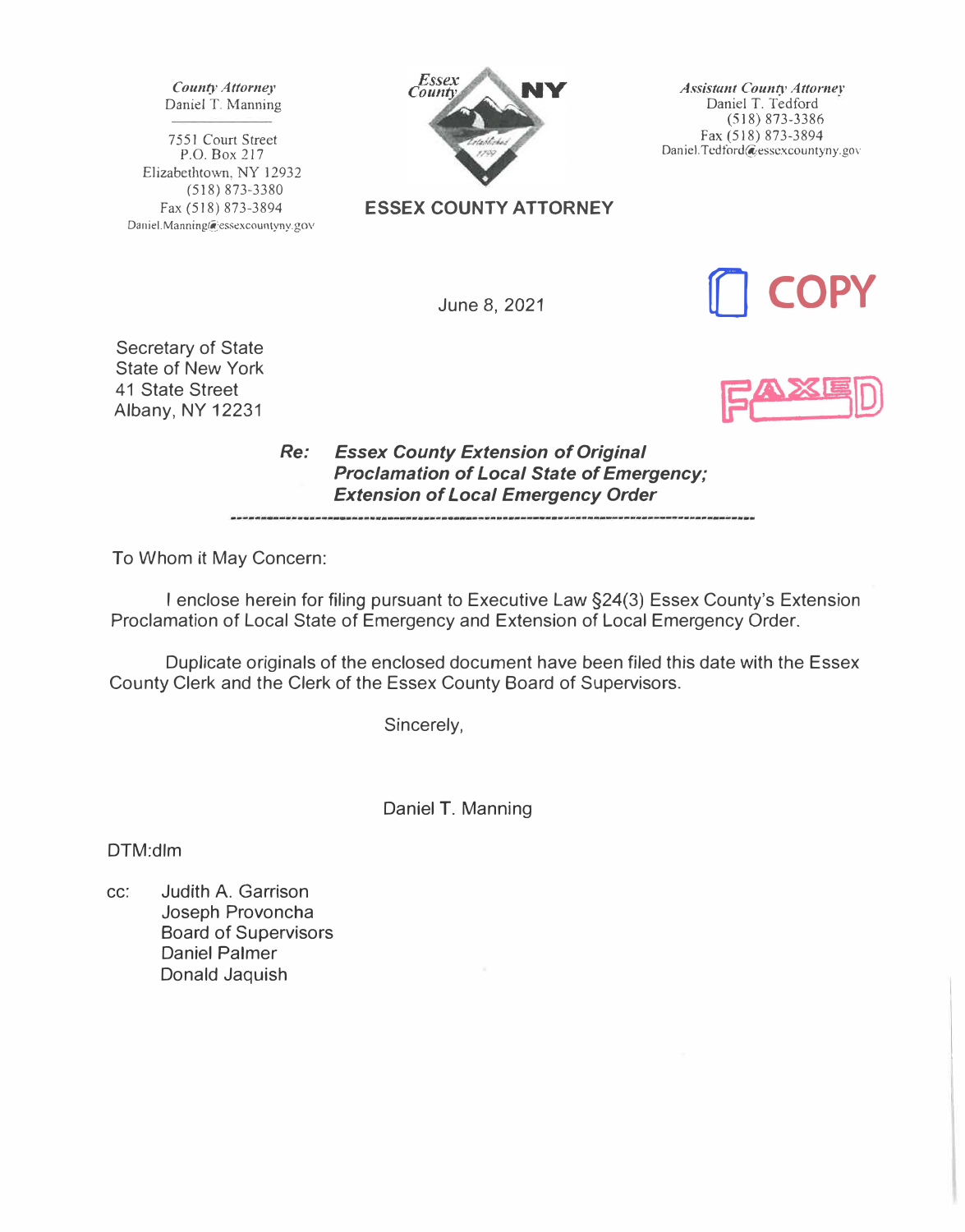*County Attorney*
Daniel T. Manning

7551 Court Street
P.O. Box 217
Elizabethtown, NY 12932
(518) 873-3380
Fax (518) 873-3894
Daniel.Manning@essexcountyny.gov

Essex County NY

**ESSEX COUNTY ATTORNEY**

*Assistant County Attorney*
Daniel T. Tedford
(518) 873-3386
Fax (518) 873-3894
Daniel.Tedford@essexcountyny.gov

COPY

FAXED

June 8, 2021

Secretary of State
State of New York
41 State Street
Albany, NY 12231

***Re: Essex County Extension of Original Proclamation of Local State of Emergency; Extension of Local Emergency Order***

---

To Whom it May Concern:

I enclose herein for filing pursuant to Executive Law §24(3) Essex County's Extension Proclamation of Local State of Emergency and Extension of Local Emergency Order.

Duplicate originals of the enclosed document have been filed this date with the Essex County Clerk and the Clerk of the Essex County Board of Supervisors.

Sincerely,

Daniel T. Manning

DTM:dlm

cc: Judith A. Garrison
Joseph Provoncha
Board of Supervisors
Daniel Palmer
Donald Jaquish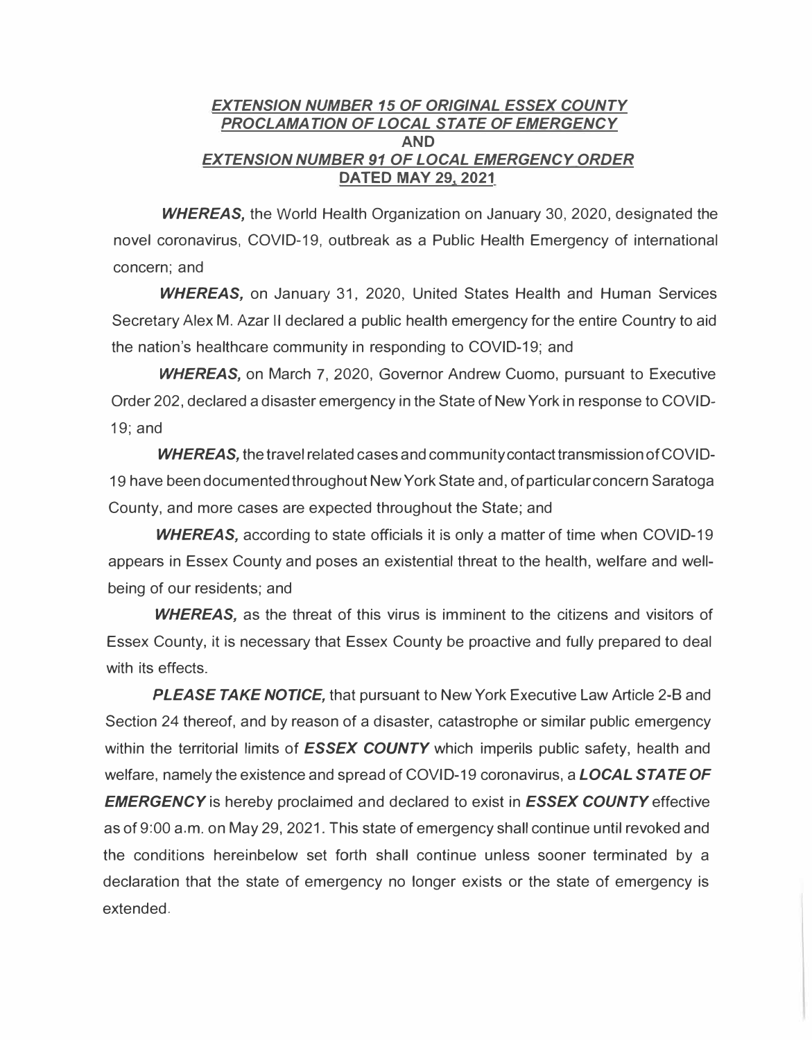***EXTENSION NUMBER 15 OF ORIGINAL ESSEX COUNTY PROCLAMATION OF LOCAL STATE OF EMERGENCY***

**AND**

***EXTENSION NUMBER 91 OF LOCAL EMERGENCY ORDER***

**DATED MAY 29, 2021**

***WHEREAS,*** the World Health Organization on January 30, 2020, designated the novel coronavirus, COVID-19, outbreak as a Public Health Emergency of international concern; and

***WHEREAS,*** on January 31, 2020, United States Health and Human Services Secretary Alex M. Azar II declared a public health emergency for the entire Country to aid the nation's healthcare community in responding to COVID-19; and

***WHEREAS,*** on March 7, 2020, Governor Andrew Cuomo, pursuant to Executive Order 202, declared a disaster emergency in the State of New York in response to COVID-19; and

***WHEREAS,*** the travel related cases and community contact transmission of COVID-19 have been documented throughout New York State and, of particular concern Saratoga County, and more cases are expected throughout the State; and

***WHEREAS,*** according to state officials it is only a matter of time when COVID-19 appears in Essex County and poses an existential threat to the health, welfare and well-being of our residents; and

***WHEREAS,*** as the threat of this virus is imminent to the citizens and visitors of Essex County, it is necessary that Essex County be proactive and fully prepared to deal with its effects.

***PLEASE TAKE NOTICE,*** that pursuant to New York Executive Law Article 2-B and Section 24 thereof, and by reason of a disaster, catastrophe or similar public emergency within the territorial limits of ***ESSEX COUNTY*** which imperils public safety, health and welfare, namely the existence and spread of COVID-19 coronavirus, a ***LOCAL STATE OF EMERGENCY*** is hereby proclaimed and declared to exist in ***ESSEX COUNTY*** effective as of 9:00 a.m. on May 29, 2021. This state of emergency shall continue until revoked and the conditions hereinbelow set forth shall continue unless sooner terminated by a declaration that the state of emergency no longer exists or the state of emergency is extended.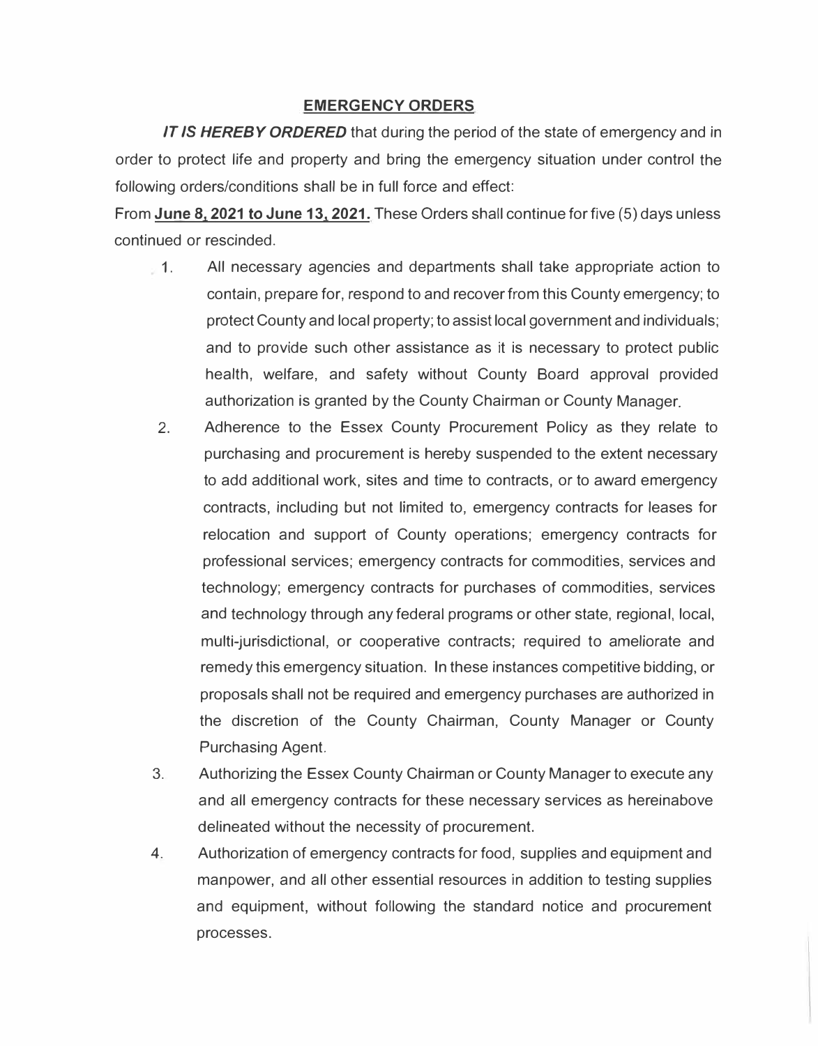## EMERGENCY ORDERS

***IT IS HEREBY ORDERED*** that during the period of the state of emergency and in order to protect life and property and bring the emergency situation under control the following orders/conditions shall be in full force and effect:

From **June 8, 2021 to June 13, 2021.** These Orders shall continue for five (5) days unless continued or rescinded.

1. All necessary agencies and departments shall take appropriate action to contain, prepare for, respond to and recover from this County emergency; to protect County and local property; to assist local government and individuals; and to provide such other assistance as it is necessary to protect public health, welfare, and safety without County Board approval provided authorization is granted by the County Chairman or County Manager.
2. Adherence to the Essex County Procurement Policy as they relate to purchasing and procurement is hereby suspended to the extent necessary to add additional work, sites and time to contracts, or to award emergency contracts, including but not limited to, emergency contracts for leases for relocation and support of County operations; emergency contracts for professional services; emergency contracts for commodities, services and technology; emergency contracts for purchases of commodities, services and technology through any federal programs or other state, regional, local, multi-jurisdictional, or cooperative contracts; required to ameliorate and remedy this emergency situation. In these instances competitive bidding, or proposals shall not be required and emergency purchases are authorized in the discretion of the County Chairman, County Manager or County Purchasing Agent.
3. Authorizing the Essex County Chairman or County Manager to execute any and all emergency contracts for these necessary services as hereinabove delineated without the necessity of procurement.
4. Authorization of emergency contracts for food, supplies and equipment and manpower, and all other essential resources in addition to testing supplies and equipment, without following the standard notice and procurement processes.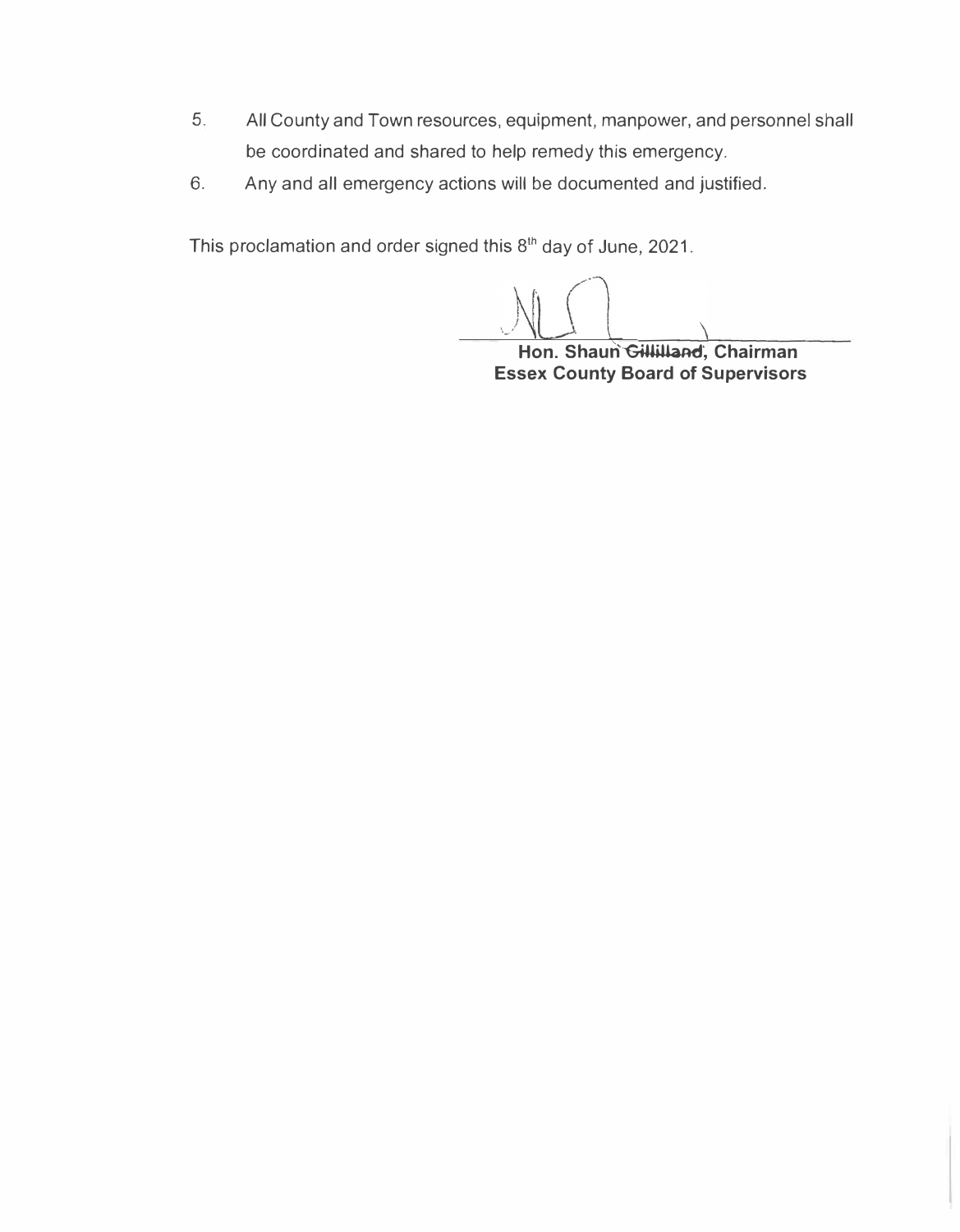5. All County and Town resources, equipment, manpower, and personnel shall be coordinated and shared to help remedy this emergency.
6. Any and all emergency actions will be documented and justified.

This proclamation and order signed this 8th day of June, 2021.

**Hon. Shaun ~~Gilliland~~, Chairman**
**Essex County Board of Supervisors**